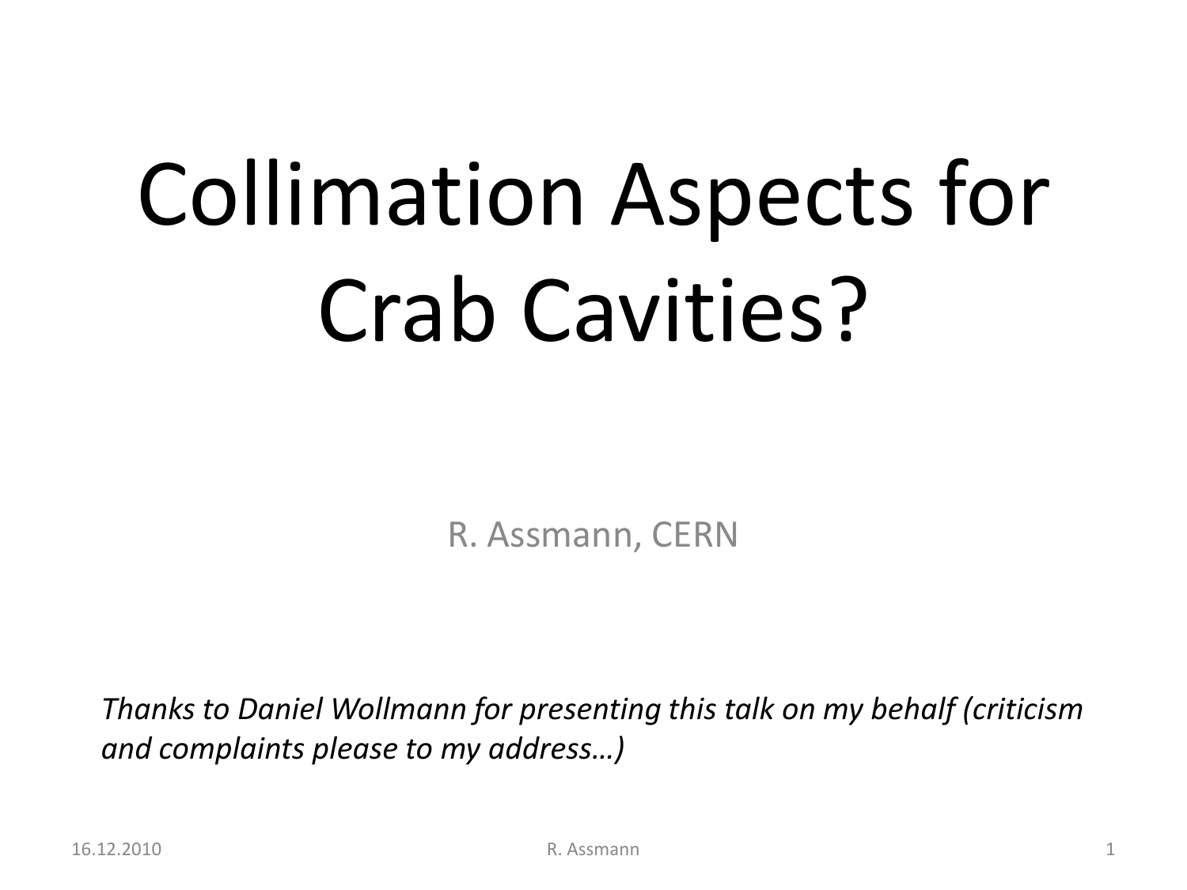# Collimation Aspects for Crab Cavities?

R. Assmann, CERN

*Thanks to Daniel Wollmann for presenting this talk on my behalf (criticism and complaints please to my address…)*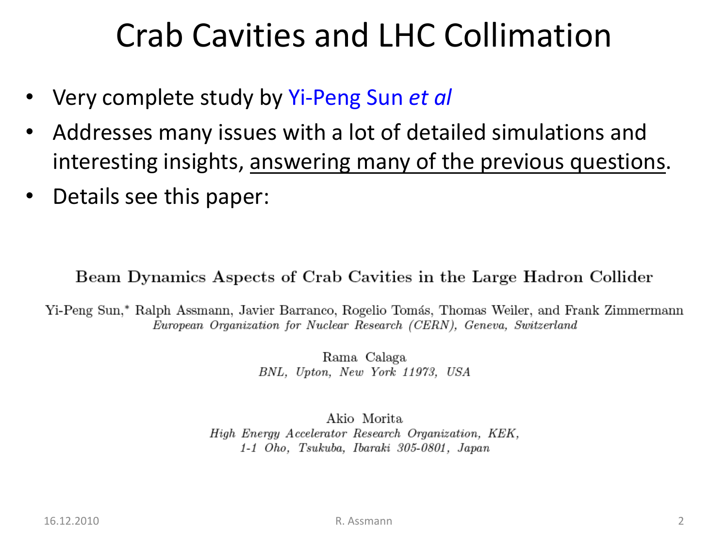# Crab Cavities and LHC Collimation

- Very complete study by Yi-Peng Sun *et al*
- Addresses many issues with a lot of detailed simulations and interesting insights, answering many of the previous questions.
- Details see this paper:

Beam Dynamics Aspects of Crab Cavities in the Large Hadron Collider

Yi-Peng Sun,* Ralph Assmann, Javier Barranco, Rogelio Tomás, Thomas Weiler, and Frank Zimmermann
*European Organization for Nuclear Research (CERN), Geneva, Switzerland*

Rama Calaga
*BNL, Upton, New York 11973, USA*

Akio Morita
*High Energy Accelerator Research Organization, KEK, 1-1 Oho, Tsukuba, Ibaraki 305-0801, Japan*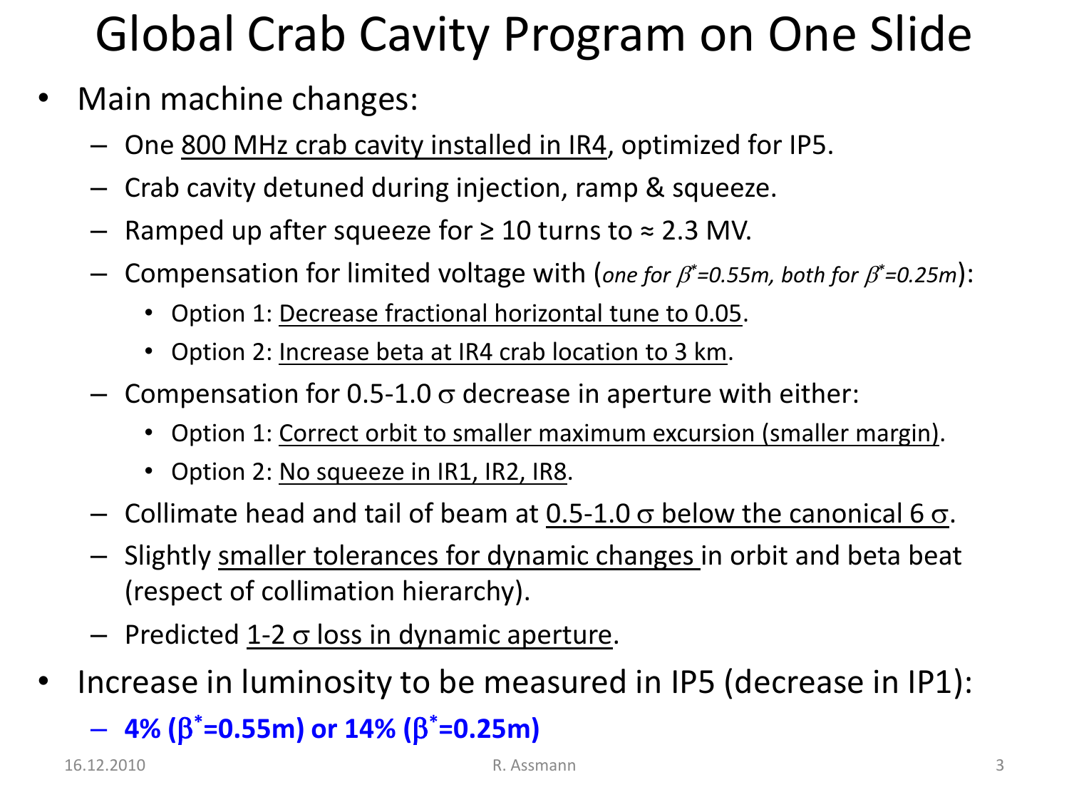# Global Crab Cavity Program on One Slide

- Main machine changes:
  - One 800 MHz crab cavity installed in IR4, optimized for IP5.
  - Crab cavity detuned during injection, ramp & squeeze.
  - Ramped up after squeeze for ≥ 10 turns to ≈ 2.3 MV.
  - Compensation for limited voltage with (*one for $\beta^*$=0.55m, both for $\beta^*$=0.25m*):
    - Option 1: Decrease fractional horizontal tune to 0.05.
    - Option 2: Increase beta at IR4 crab location to 3 km.
  - Compensation for 0.5-1.0 $\sigma$ decrease in aperture with either:
    - Option 1: Correct orbit to smaller maximum excursion (smaller margin).
    - Option 2: No squeeze in IR1, IR2, IR8.
  - Collimate head and tail of beam at 0.5-1.0 $\sigma$ below the canonical 6 $\sigma$.
  - Slightly smaller tolerances for dynamic changes in orbit and beta beat (respect of collimation hierarchy).
  - Predicted 1-2 $\sigma$ loss in dynamic aperture.
- Increase in luminosity to be measured in IP5 (decrease in IP1):
  - **4% ($\beta^*$=0.55m) or 14% ($\beta^*$=0.25m)**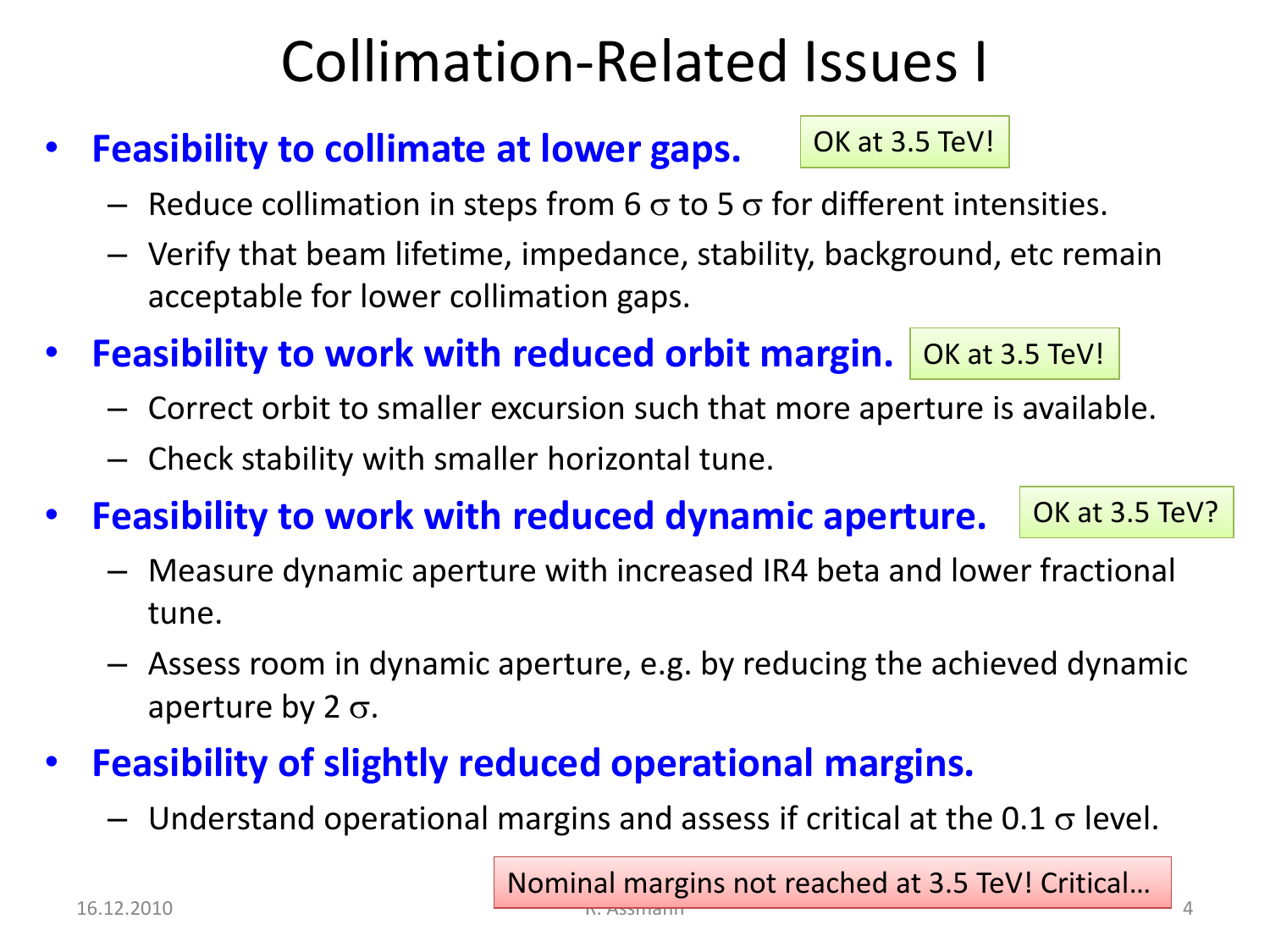# Collimation-Related Issues I

- **Feasibility to collimate at lower gaps.** OK at 3.5 TeV!
  - Reduce collimation in steps from 6 $\sigma$ to 5 $\sigma$ for different intensities.
  - Verify that beam lifetime, impedance, stability, background, etc remain acceptable for lower collimation gaps.
- **Feasibility to work with reduced orbit margin.** OK at 3.5 TeV!
  - Correct orbit to smaller excursion such that more aperture is available.
  - Check stability with smaller horizontal tune.
- **Feasibility to work with reduced dynamic aperture.** OK at 3.5 TeV?
  - Measure dynamic aperture with increased IR4 beta and lower fractional tune.
  - Assess room in dynamic aperture, e.g. by reducing the achieved dynamic aperture by 2 $\sigma$.
- **Feasibility of slightly reduced operational margins.**
  - Understand operational margins and assess if critical at the 0.1 $\sigma$ level.

Nominal margins not reached at 3.5 TeV! Critical…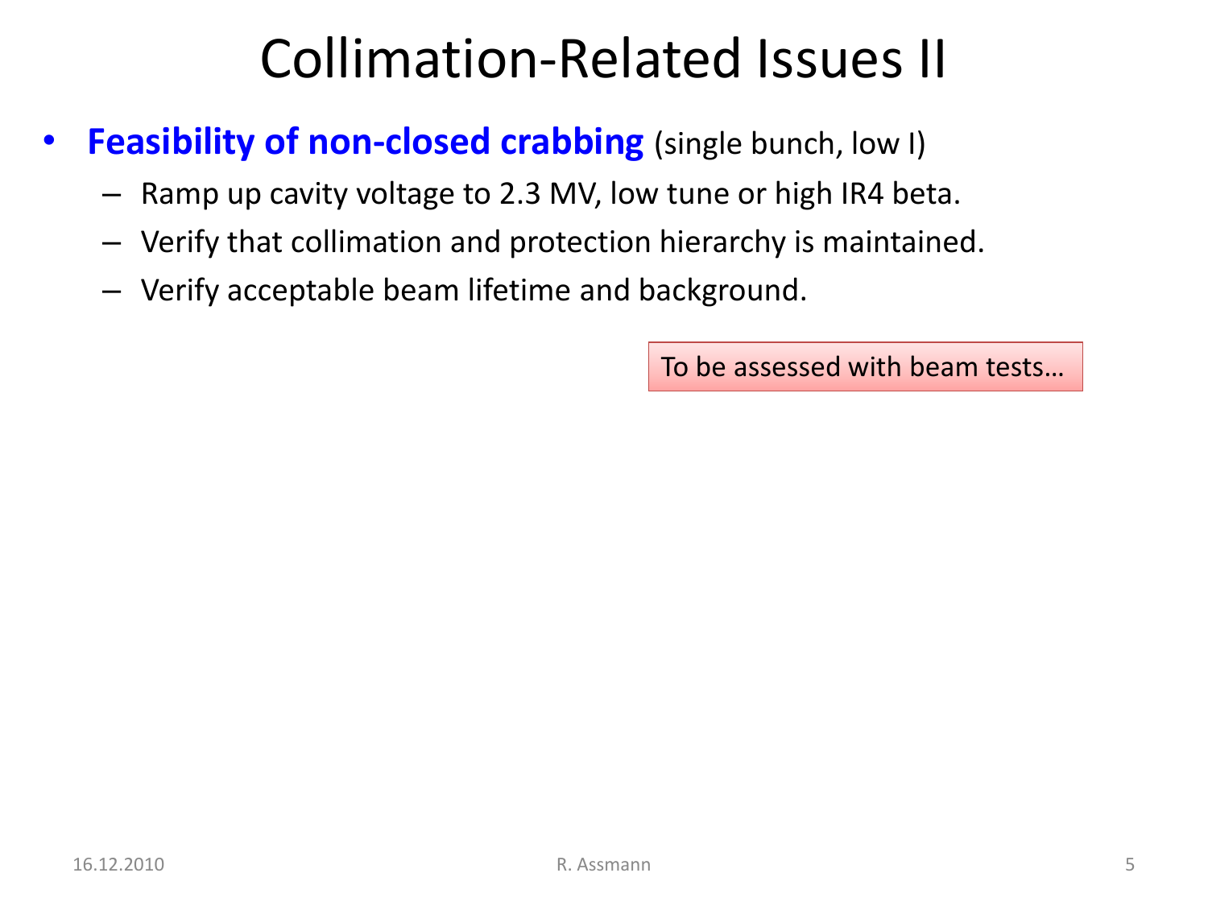# Collimation-Related Issues II

- **Feasibility of non-closed crabbing** (single bunch, low I)
  - Ramp up cavity voltage to 2.3 MV, low tune or high IR4 beta.
  - Verify that collimation and protection hierarchy is maintained.
  - Verify acceptable beam lifetime and background.

To be assessed with beam tests…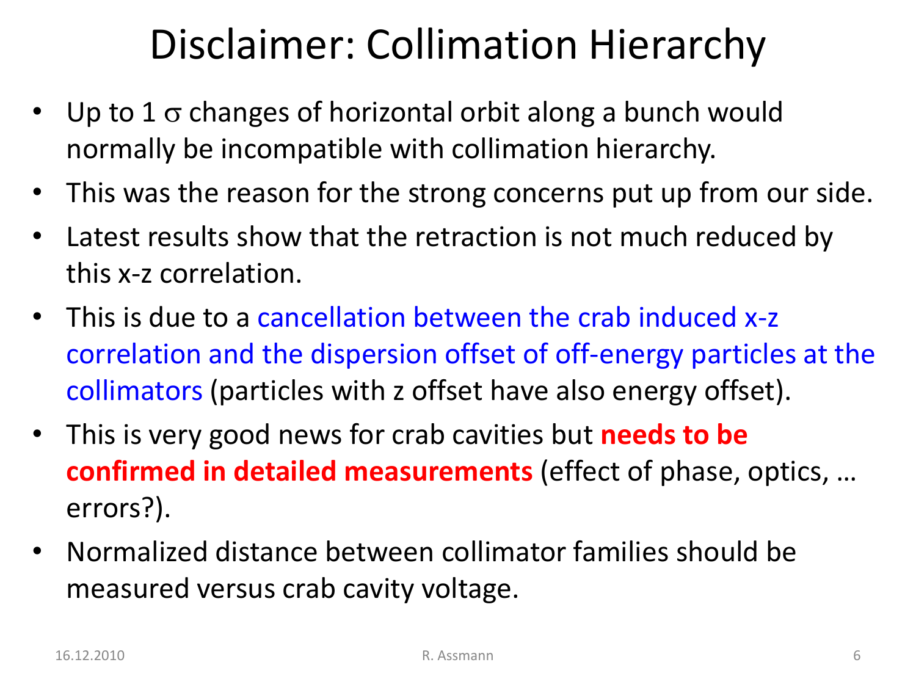# Disclaimer: Collimation Hierarchy

- Up to 1 $\sigma$ changes of horizontal orbit along a bunch would normally be incompatible with collimation hierarchy.
- This was the reason for the strong concerns put up from our side.
- Latest results show that the retraction is not much reduced by this x-z correlation.
- This is due to a cancellation between the crab induced x-z correlation and the dispersion offset of off-energy particles at the collimators (particles with z offset have also energy offset).
- This is very good news for crab cavities but **needs to be confirmed in detailed measurements** (effect of phase, optics, … errors?).
- Normalized distance between collimator families should be measured versus crab cavity voltage.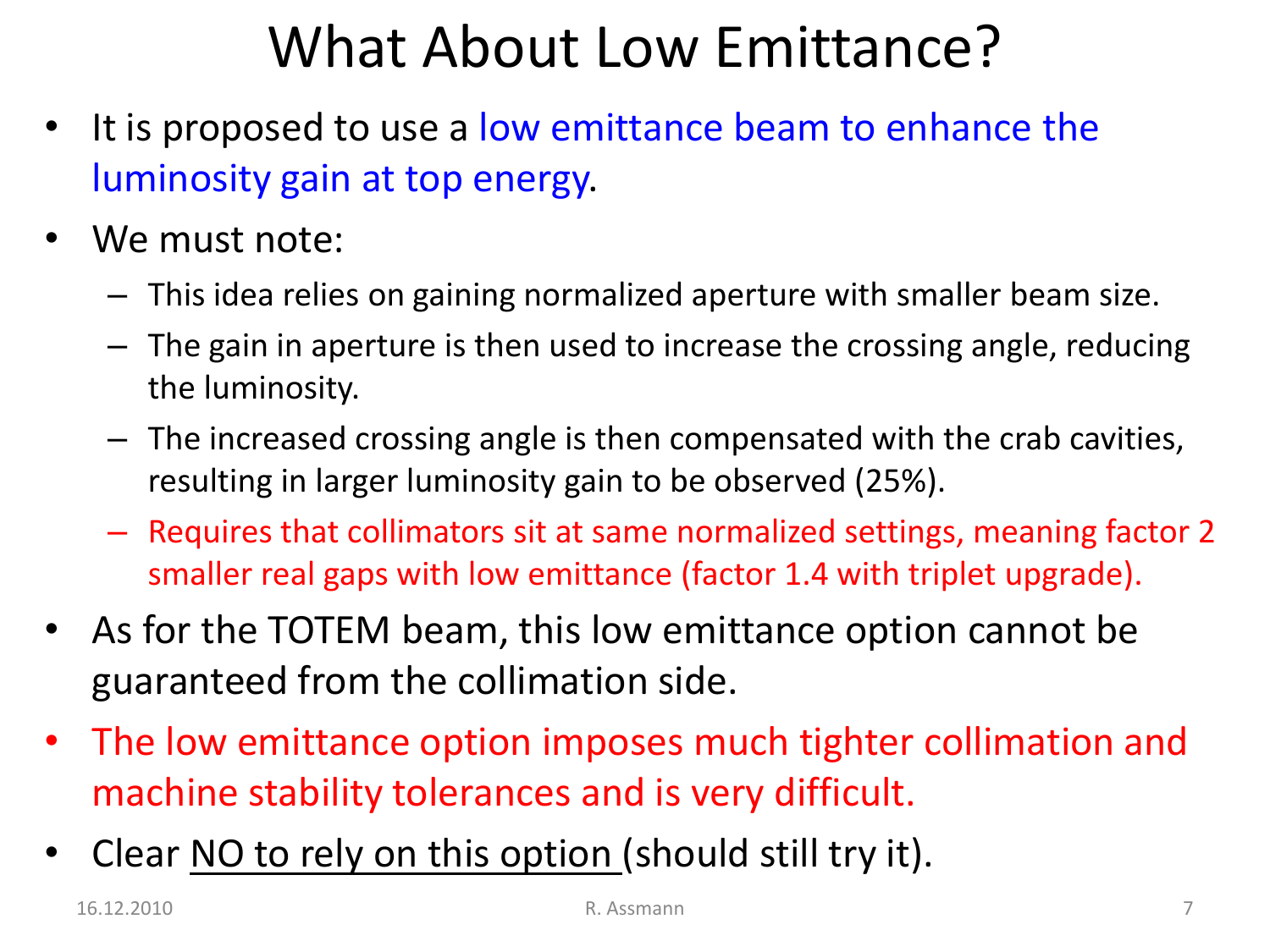# What About Low Emittance?

- It is proposed to use a low emittance beam to enhance the luminosity gain at top energy.
- We must note:
  - This idea relies on gaining normalized aperture with smaller beam size.
  - The gain in aperture is then used to increase the crossing angle, reducing the luminosity.
  - The increased crossing angle is then compensated with the crab cavities, resulting in larger luminosity gain to be observed (25%).
  - Requires that collimators sit at same normalized settings, meaning factor 2 smaller real gaps with low emittance (factor 1.4 with triplet upgrade).
- As for the TOTEM beam, this low emittance option cannot be guaranteed from the collimation side.
- The low emittance option imposes much tighter collimation and machine stability tolerances and is very difficult.
- Clear NO to rely on this option (should still try it).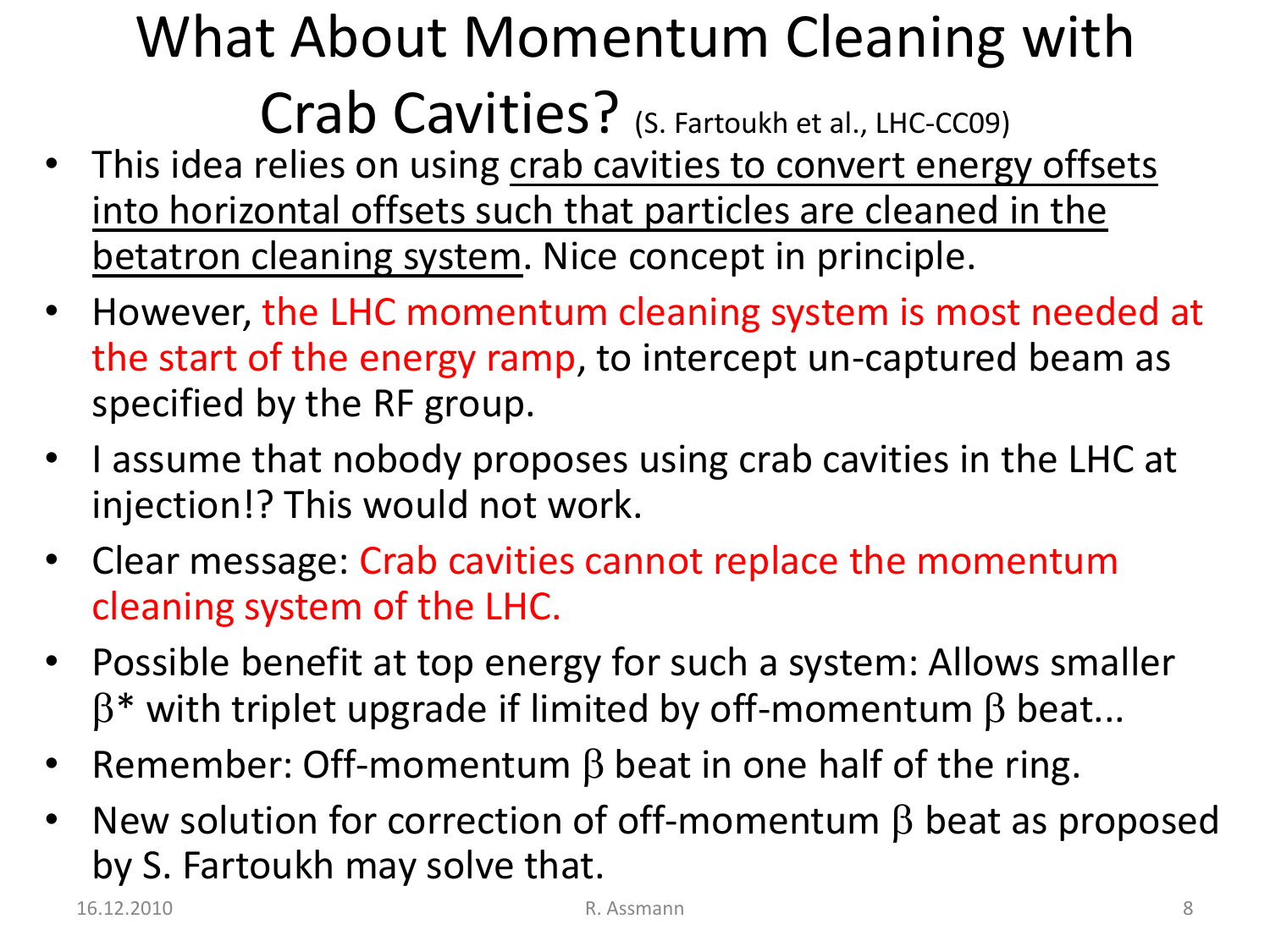# What About Momentum Cleaning with Crab Cavities? (S. Fartoukh et al., LHC-CC09)

- This idea relies on using crab cavities to convert energy offsets into horizontal offsets such that particles are cleaned in the betatron cleaning system. Nice concept in principle.
- However, the LHC momentum cleaning system is most needed at the start of the energy ramp, to intercept un-captured beam as specified by the RF group.
- I assume that nobody proposes using crab cavities in the LHC at injection!? This would not work.
- Clear message: Crab cavities cannot replace the momentum cleaning system of the LHC.
- Possible benefit at top energy for such a system: Allows smaller $\beta^*$ with triplet upgrade if limited by off-momentum $\beta$ beat...
- Remember: Off-momentum $\beta$ beat in one half of the ring.
- New solution for correction of off-momentum $\beta$ beat as proposed by S. Fartoukh may solve that.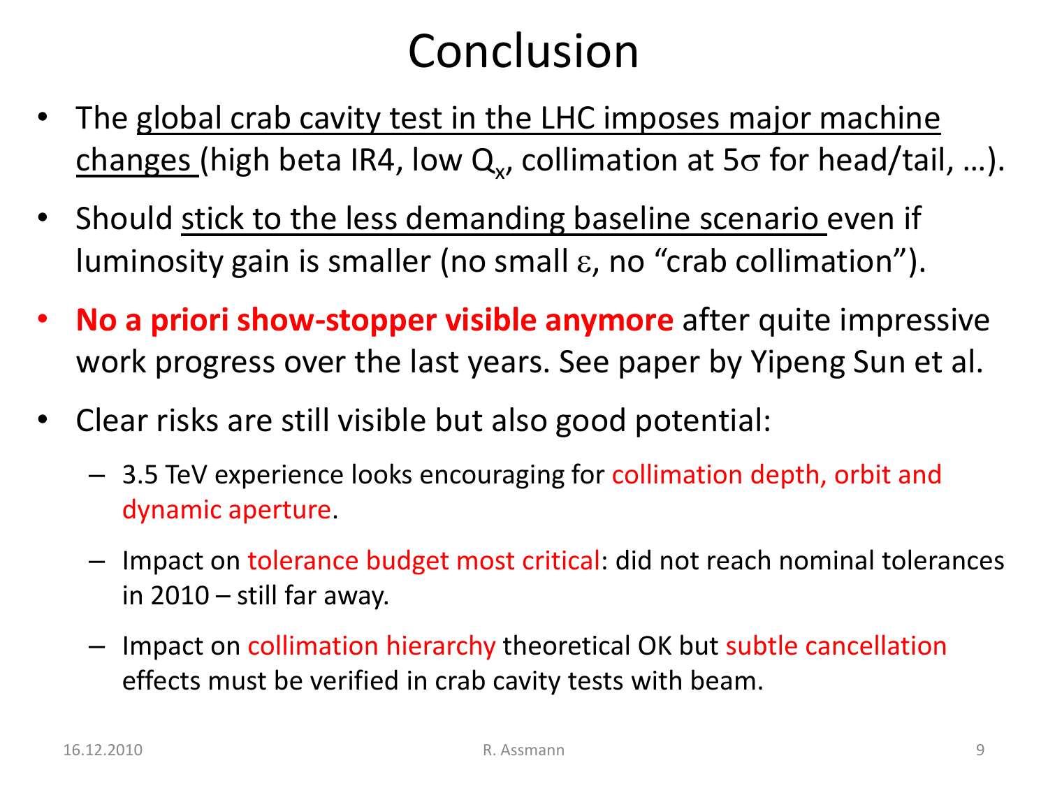# Conclusion

- The global crab cavity test in the LHC imposes major machine changes (high beta IR4, low $Q_x$, collimation at $5\sigma$ for head/tail, …).
- Should stick to the less demanding baseline scenario even if luminosity gain is smaller (no small $\varepsilon$, no "crab collimation").
- **No a priori show-stopper visible anymore** after quite impressive work progress over the last years. See paper by Yipeng Sun et al.
- Clear risks are still visible but also good potential:
  - 3.5 TeV experience looks encouraging for collimation depth, orbit and dynamic aperture.
  - Impact on tolerance budget most critical: did not reach nominal tolerances in 2010 – still far away.
  - Impact on collimation hierarchy theoretical OK but subtle cancellation effects must be verified in crab cavity tests with beam.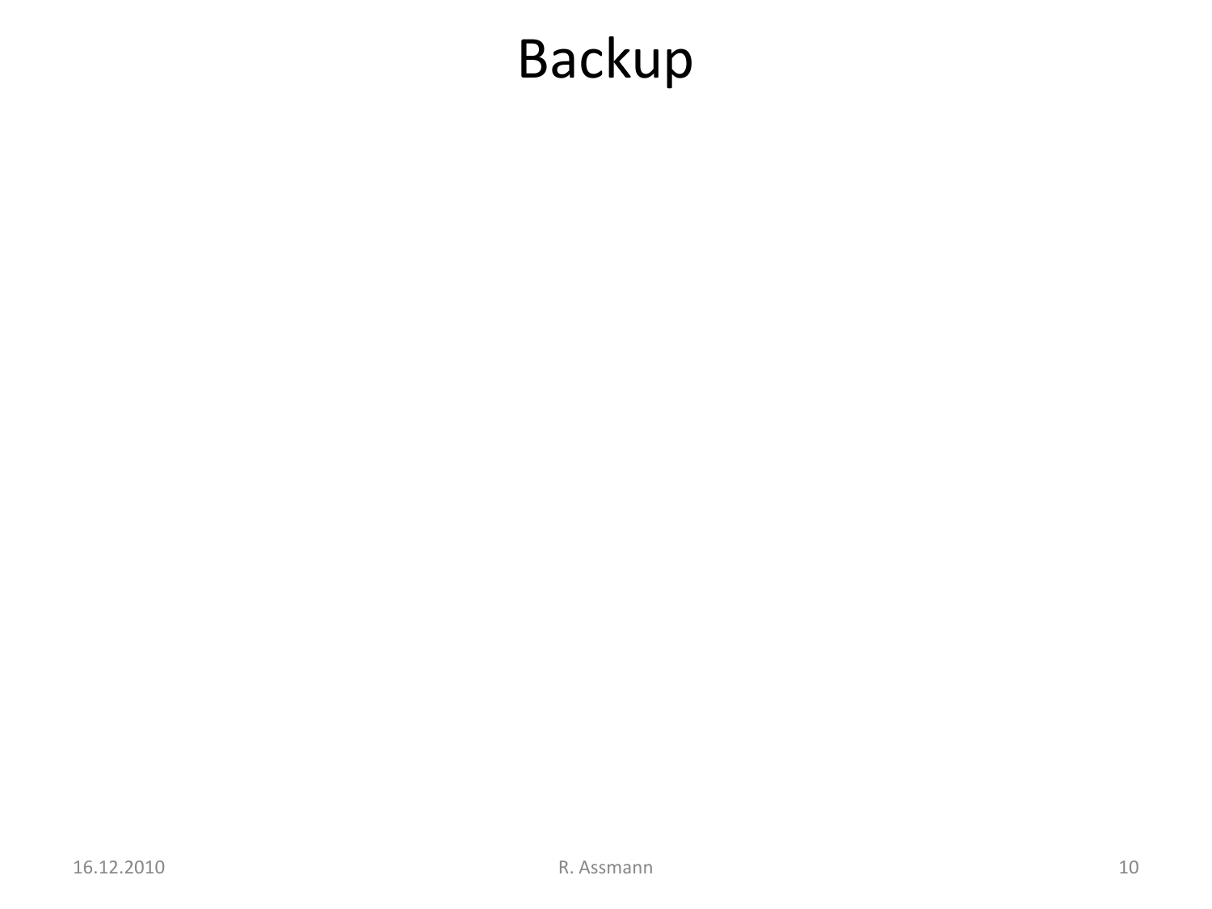# Backup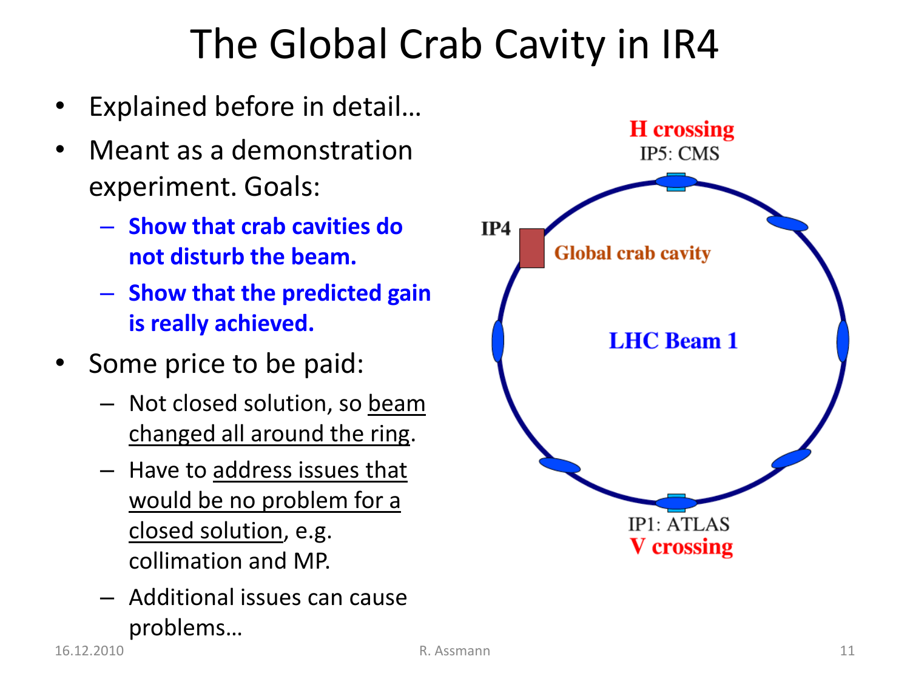# The Global Crab Cavity in IR4

- Explained before in detail…
- Meant as a demonstration experiment. Goals:
  - **Show that crab cavities do not disturb the beam.**
  - **Show that the predicted gain is really achieved.**
- Some price to be paid:
  - Not closed solution, so beam changed all around the ring.
  - Have to address issues that would be no problem for a closed solution, e.g. collimation and MP.
  - Additional issues can cause problems…

H crossing
IP5: CMS
IP4
Global crab cavity
LHC Beam 1
IP1: ATLAS
V crossing

16.12.2010 R. Assmann